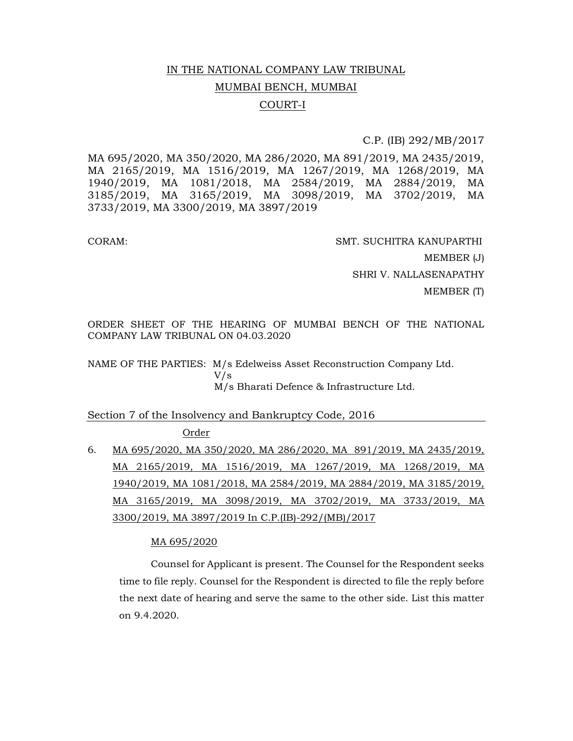# IN THE NATIONAL COMPANY LAW TRIBUNAL

## MUMBAI BENCH, MUMBAI

## COURT-I

C.P. (IB) 292/MB/2017

MA 695/2020, MA 350/2020, MA 286/2020, MA 891/2019, MA 2435/2019, MA 2165/2019, MA 1516/2019, MA 1267/2019, MA 1268/2019, MA 1940/2019, MA 1081/2018, MA 2584/2019, MA 2884/2019, MA 3185/2019, MA 3165/2019, MA 3098/2019, MA 3702/2019, MA 3733/2019, MA 3300/2019, MA 3897/2019

CORAM:

SMT. SUCHITRA KANUPARTHI
MEMBER (J)

SHRI V. NALLASENAPATHY
MEMBER (T)

ORDER SHEET OF THE HEARING OF MUMBAI BENCH OF THE NATIONAL COMPANY LAW TRIBUNAL ON 04.03.2020

NAME OF THE PARTIES: M/s Edelweiss Asset Reconstruction Company Ltd.
V/s
M/s Bharati Defence & Infrastructure Ltd.

Section 7 of the Insolvency and Bankruptcy Code, 2016

Order

6. MA 695/2020, MA 350/2020, MA 286/2020, MA 891/2019, MA 2435/2019, MA 2165/2019, MA 1516/2019, MA 1267/2019, MA 1268/2019, MA 1940/2019, MA 1081/2018, MA 2584/2019, MA 2884/2019, MA 3185/2019, MA 3165/2019, MA 3098/2019, MA 3702/2019, MA 3733/2019, MA 3300/2019, MA 3897/2019 In C.P.(IB)-292/(MB)/2017

MA 695/2020

Counsel for Applicant is present. The Counsel for the Respondent seeks time to file reply. Counsel for the Respondent is directed to file the reply before the next date of hearing and serve the same to the other side. List this matter on 9.4.2020.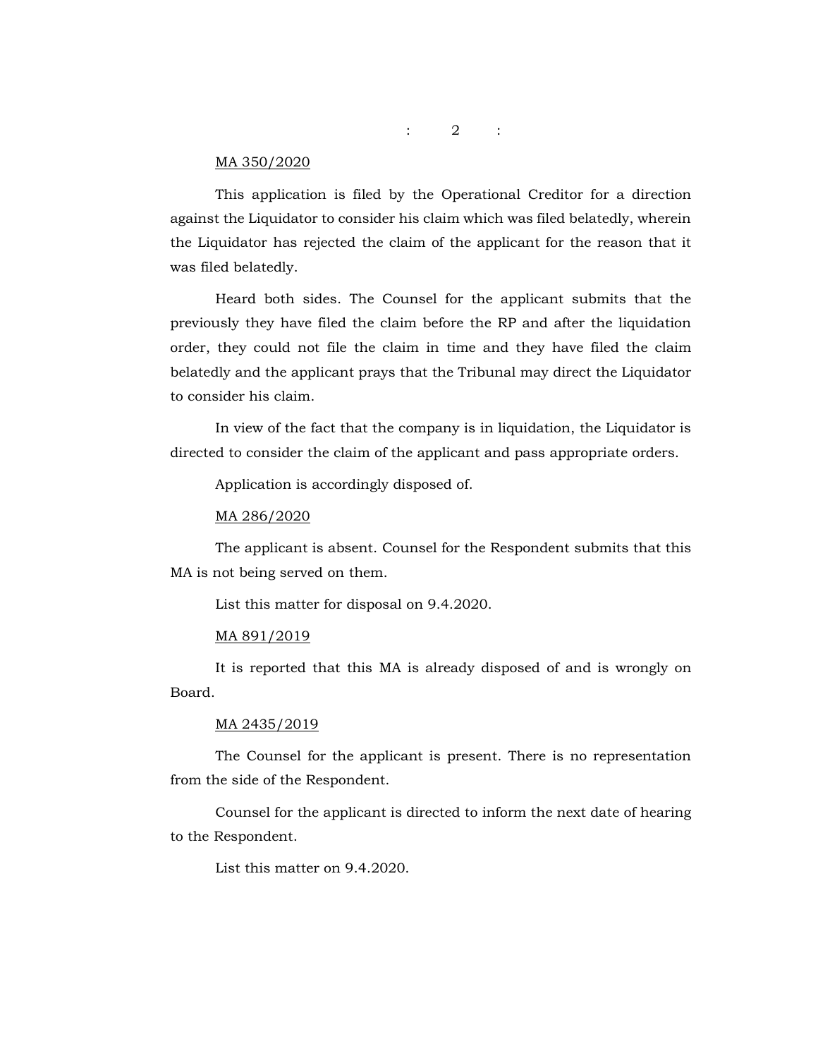MA 350/2020

This application is filed by the Operational Creditor for a direction against the Liquidator to consider his claim which was filed belatedly, wherein the Liquidator has rejected the claim of the applicant for the reason that it was filed belatedly.

Heard both sides. The Counsel for the applicant submits that the previously they have filed the claim before the RP and after the liquidation order, they could not file the claim in time and they have filed the claim belatedly and the applicant prays that the Tribunal may direct the Liquidator to consider his claim.

In view of the fact that the company is in liquidation, the Liquidator is directed to consider the claim of the applicant and pass appropriate orders.

Application is accordingly disposed of.

MA 286/2020

The applicant is absent. Counsel for the Respondent submits that this MA is not being served on them.

List this matter for disposal on 9.4.2020.

MA 891/2019

It is reported that this MA is already disposed of and is wrongly on Board.

MA 2435/2019

The Counsel for the applicant is present. There is no representation from the side of the Respondent.

Counsel for the applicant is directed to inform the next date of hearing to the Respondent.

List this matter on 9.4.2020.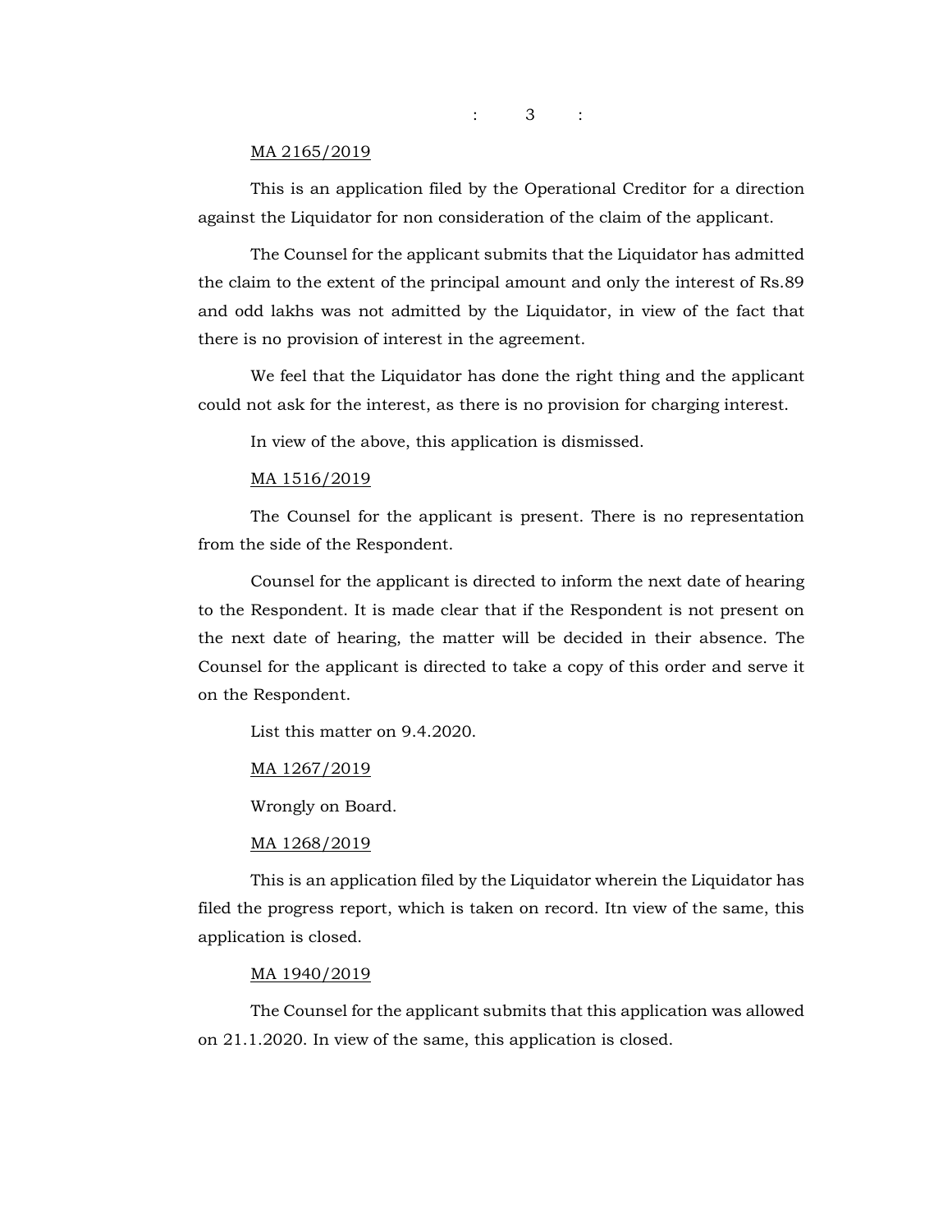MA 2165/2019

This is an application filed by the Operational Creditor for a direction against the Liquidator for non consideration of the claim of the applicant.

The Counsel for the applicant submits that the Liquidator has admitted the claim to the extent of the principal amount and only the interest of Rs.89 and odd lakhs was not admitted by the Liquidator, in view of the fact that there is no provision of interest in the agreement.

We feel that the Liquidator has done the right thing and the applicant could not ask for the interest, as there is no provision for charging interest.

In view of the above, this application is dismissed.

MA 1516/2019

The Counsel for the applicant is present. There is no representation from the side of the Respondent.

Counsel for the applicant is directed to inform the next date of hearing to the Respondent. It is made clear that if the Respondent is not present on the next date of hearing, the matter will be decided in their absence. The Counsel for the applicant is directed to take a copy of this order and serve it on the Respondent.

List this matter on 9.4.2020.

MA 1267/2019

Wrongly on Board.

MA 1268/2019

This is an application filed by the Liquidator wherein the Liquidator has filed the progress report, which is taken on record. Itn view of the same, this application is closed.

MA 1940/2019

The Counsel for the applicant submits that this application was allowed on 21.1.2020. In view of the same, this application is closed.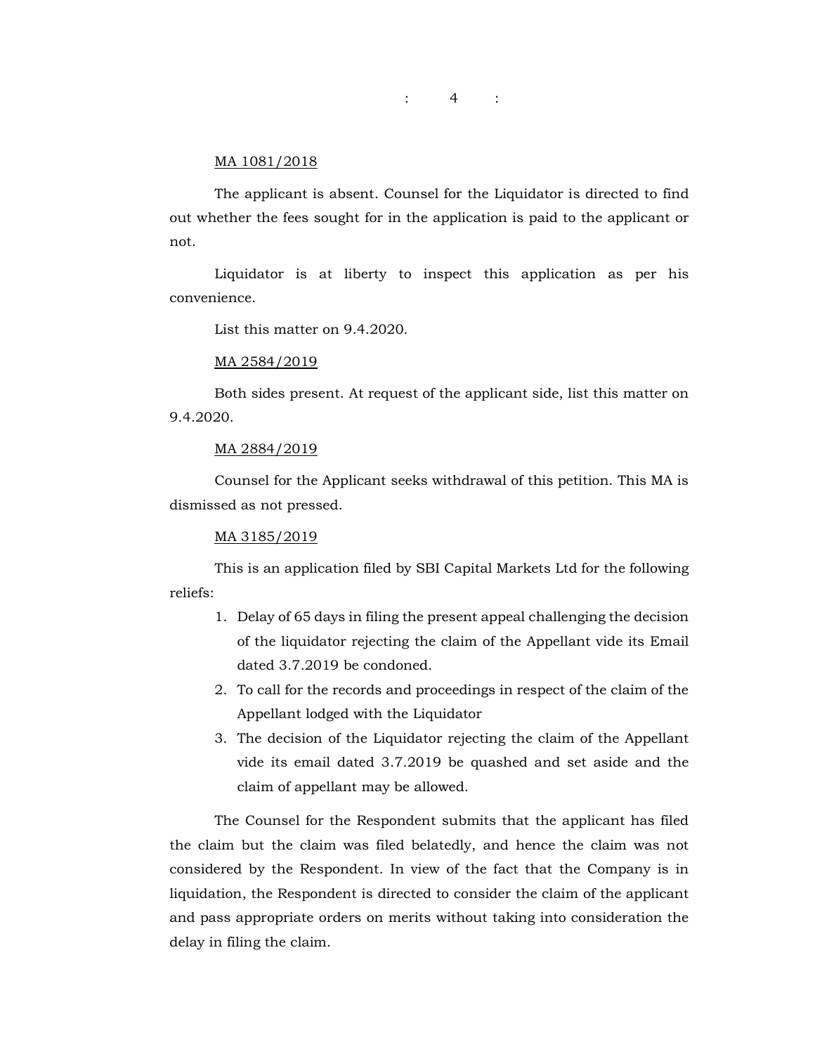MA 1081/2018

The applicant is absent. Counsel for the Liquidator is directed to find out whether the fees sought for in the application is paid to the applicant or not.

Liquidator is at liberty to inspect this application as per his convenience.

List this matter on 9.4.2020.

MA 2584/2019

Both sides present. At request of the applicant side, list this matter on 9.4.2020.

MA 2884/2019

Counsel for the Applicant seeks withdrawal of this petition. This MA is dismissed as not pressed.

MA 3185/2019

This is an application filed by SBI Capital Markets Ltd for the following reliefs:

1. Delay of 65 days in filing the present appeal challenging the decision of the liquidator rejecting the claim of the Appellant vide its Email dated 3.7.2019 be condoned.
2. To call for the records and proceedings in respect of the claim of the Appellant lodged with the Liquidator
3. The decision of the Liquidator rejecting the claim of the Appellant vide its email dated 3.7.2019 be quashed and set aside and the claim of appellant may be allowed.

The Counsel for the Respondent submits that the applicant has filed the claim but the claim was filed belatedly, and hence the claim was not considered by the Respondent. In view of the fact that the Company is in liquidation, the Respondent is directed to consider the claim of the applicant and pass appropriate orders on merits without taking into consideration the delay in filing the claim.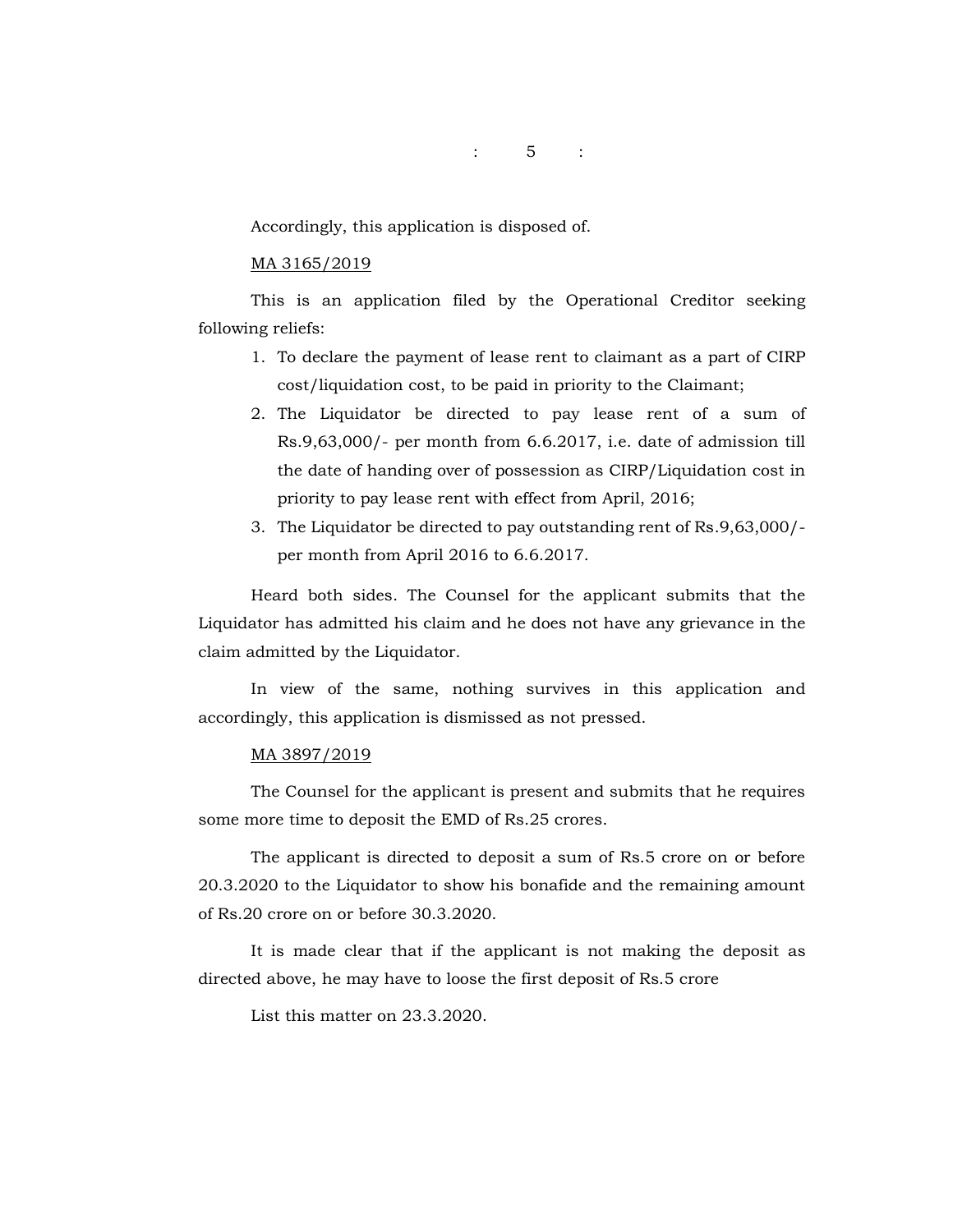Accordingly, this application is disposed of.

<u>MA 3165/2019</u>

This is an application filed by the Operational Creditor seeking following reliefs:

1. To declare the payment of lease rent to claimant as a part of CIRP cost/liquidation cost, to be paid in priority to the Claimant;
2. The Liquidator be directed to pay lease rent of a sum of Rs.9,63,000/- per month from 6.6.2017, i.e. date of admission till the date of handing over of possession as CIRP/Liquidation cost in priority to pay lease rent with effect from April, 2016;
3. The Liquidator be directed to pay outstanding rent of Rs.9,63,000/- per month from April 2016 to 6.6.2017.

Heard both sides. The Counsel for the applicant submits that the Liquidator has admitted his claim and he does not have any grievance in the claim admitted by the Liquidator.

In view of the same, nothing survives in this application and accordingly, this application is dismissed as not pressed.

<u>MA 3897/2019</u>

The Counsel for the applicant is present and submits that he requires some more time to deposit the EMD of Rs.25 crores.

The applicant is directed to deposit a sum of Rs.5 crore on or before 20.3.2020 to the Liquidator to show his bonafide and the remaining amount of Rs.20 crore on or before 30.3.2020.

It is made clear that if the applicant is not making the deposit as directed above, he may have to loose the first deposit of Rs.5 crore

List this matter on 23.3.2020.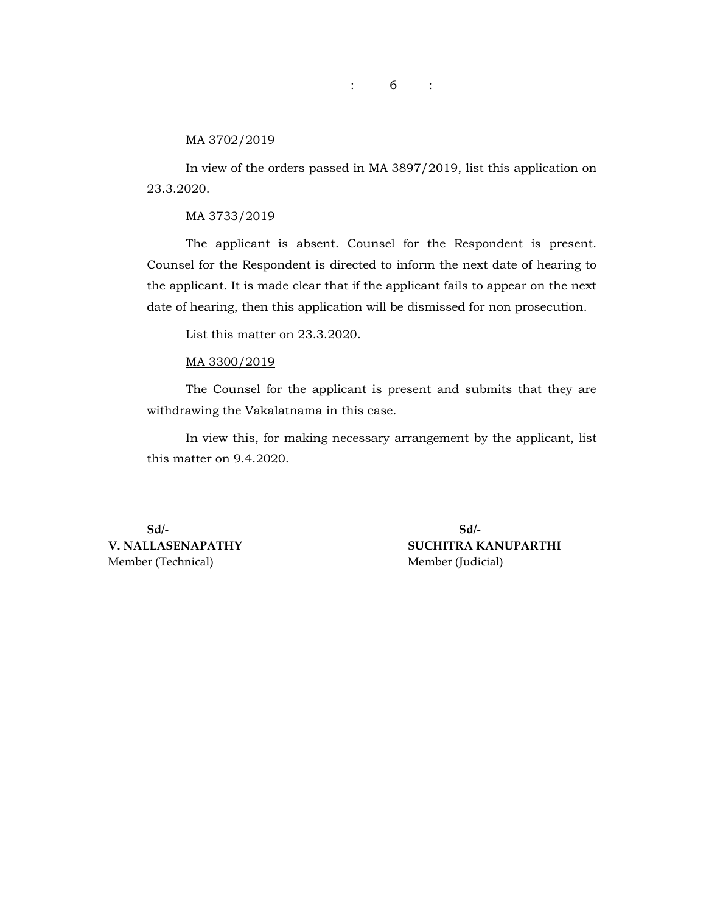<u>MA 3702/2019</u>

In view of the orders passed in MA 3897/2019, list this application on 23.3.2020.

<u>MA 3733/2019</u>

The applicant is absent. Counsel for the Respondent is present. Counsel for the Respondent is directed to inform the next date of hearing to the applicant. It is made clear that if the applicant fails to appear on the next date of hearing, then this application will be dismissed for non prosecution.

List this matter on 23.3.2020.

<u>MA 3300/2019</u>

The Counsel for the applicant is present and submits that they are withdrawing the Vakalatnama in this case.

In view this, for making necessary arrangement by the applicant, list this matter on 9.4.2020.

**Sd/-**
**V. NALLASENAPATHY**
Member (Technical)

**Sd/-**
**SUCHITRA KANUPARTHI**
Member (Judicial)